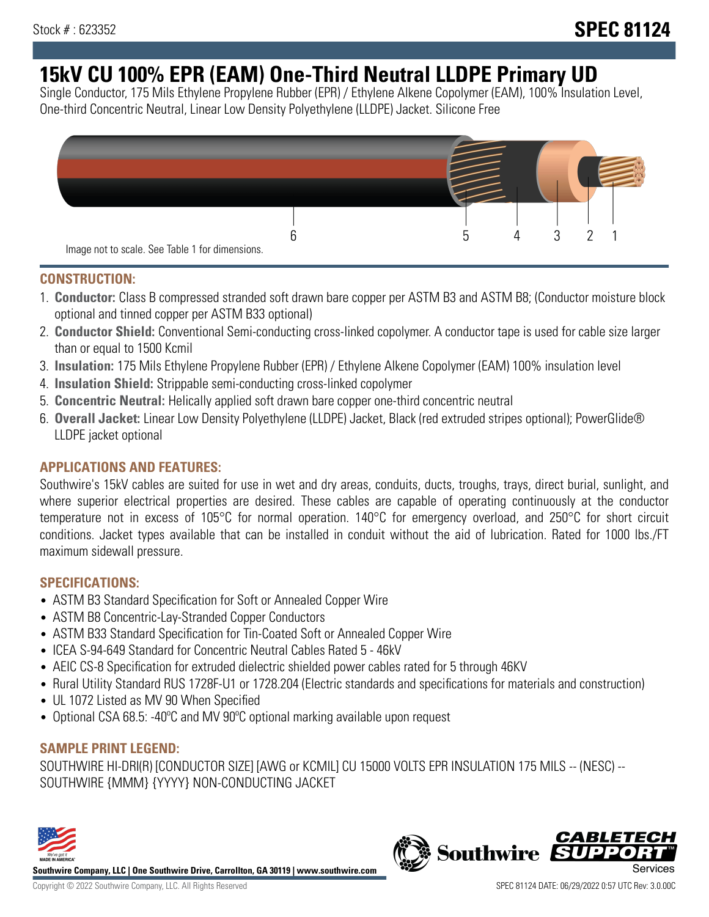Stock # : 623352

# SPEC 81124

# 15kV CU 100% EPR (EAM) One-Third Neutral LLDPE Primary UD

Single Conductor, 175 Mils Ethylene Propylene Rubber (EPR) / Ethylene Alkene Copolymer (EAM), 100% Insulation Level, One-third Concentric Neutral, Linear Low Density Polyethylene (LLDPE) Jacket. Silicone Free

Image not to scale. See Table 1 for dimensions.

## CONSTRUCTION:

1. **Conductor:** Class B compressed stranded soft drawn bare copper per ASTM B3 and ASTM B8; (Conductor moisture block optional and tinned copper per ASTM B33 optional)
2. **Conductor Shield:** Conventional Semi-conducting cross-linked copolymer. A conductor tape is used for cable size larger than or equal to 1500 Kcmil
3. **Insulation:** 175 Mils Ethylene Propylene Rubber (EPR) / Ethylene Alkene Copolymer (EAM) 100% insulation level
4. **Insulation Shield:** Strippable semi-conducting cross-linked copolymer
5. **Concentric Neutral:** Helically applied soft drawn bare copper one-third concentric neutral
6. **Overall Jacket:** Linear Low Density Polyethylene (LLDPE) Jacket, Black (red extruded stripes optional); PowerGlide® LLDPE jacket optional

## APPLICATIONS AND FEATURES:

Southwire's 15kV cables are suited for use in wet and dry areas, conduits, ducts, troughs, trays, direct burial, sunlight, and where superior electrical properties are desired. These cables are capable of operating continuously at the conductor temperature not in excess of 105°C for normal operation. 140°C for emergency overload, and 250°C for short circuit conditions. Jacket types available that can be installed in conduit without the aid of lubrication. Rated for 1000 lbs./FT maximum sidewall pressure.

## SPECIFICATIONS:

- ASTM B3 Standard Specification for Soft or Annealed Copper Wire
- ASTM B8 Concentric-Lay-Stranded Copper Conductors
- ASTM B33 Standard Specification for Tin-Coated Soft or Annealed Copper Wire
- ICEA S-94-649 Standard for Concentric Neutral Cables Rated 5 - 46kV
- AEIC CS-8 Specification for extruded dielectric shielded power cables rated for 5 through 46KV
- Rural Utility Standard RUS 1728F-U1 or 1728.204 (Electric standards and specifications for materials and construction)
- UL 1072 Listed as MV 90 When Specified
- Optional CSA 68.5: -40ºC and MV 90ºC optional marking available upon request

## SAMPLE PRINT LEGEND:

SOUTHWIRE HI-DRI(R) [CONDUCTOR SIZE] [AWG or KCMIL] CU 15000 VOLTS EPR INSULATION 175 MILS -- (NESC) -- SOUTHWIRE {MMM} {YYYY} NON-CONDUCTING JACKET

**Southwire Company, LLC | One Southwire Drive, Carrollton, GA 30119 | www.southwire.com**

Copyright © 2022 Southwire Company, LLC. All Rights Reserved

SPEC 81124 DATE: 06/29/2022 0:57 UTC Rev: 3.0.00C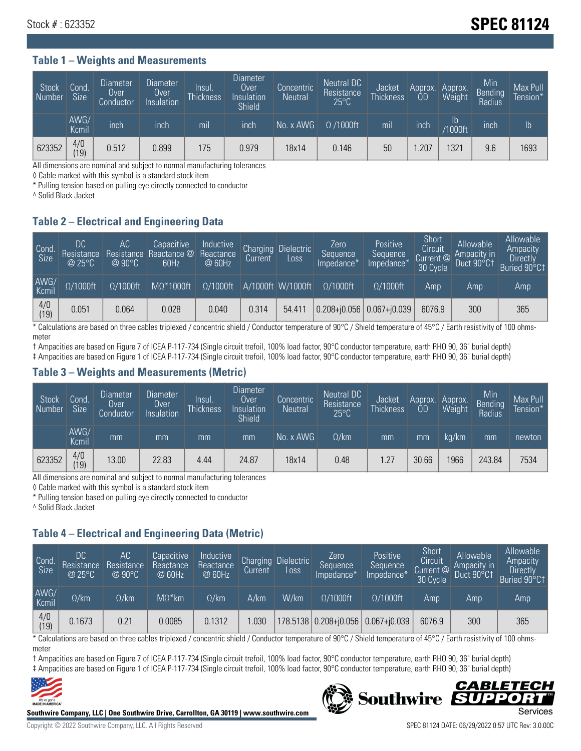Stock # : 623352

# SPEC 81124

## Table 1 – Weights and Measurements

| Stock Number | Cond. Size | Diameter Over Conductor | Diameter Over Insulation | Insul. Thickness | Diameter Over Insulation Shield | Concentric Neutral | Neutral DC Resistance 25°C | Jacket Thickness | Approx. OD | Approx. Weight | Min Bending Radius | Max Pull Tension* |
|---|---|---|---|---|---|---|---|---|---|---|---|---|
| | AWG/ Kcmil | inch | inch | mil | inch | No. x AWG | Ω /1000ft | mil | inch | lb /1000ft | inch | lb |
| 623352 | 4/0 (19) | 0.512 | 0.899 | 175 | 0.979 | 18x14 | 0.146 | 50 | 1.207 | 1321 | 9.6 | 1693 |

All dimensions are nominal and subject to normal manufacturing tolerances

◊ Cable marked with this symbol is a standard stock item

* Pulling tension based on pulling eye directly connected to conductor

^ Solid Black Jacket

## Table 2 – Electrical and Engineering Data

| Cond. Size | DC Resistance @ 25°C | AC Resistance @ 90°C | Capacitive Reactance @ 60Hz | Inductive Reactance @ 60Hz | Charging Current | Dielectric Loss | Zero Sequence Impedance* | Positive Sequence Impedance* | Short Circuit Current @ 30 Cycle | Allowable Ampacity in Duct 90°C† | Allowable Ampacity Directly Buried 90°C‡ |
|---|---|---|---|---|---|---|---|---|---|---|---|
| AWG/ Kcmil | Ω/1000ft | Ω/1000ft | MΩ*1000ft | Ω/1000ft | A/1000ft | W/1000ft | Ω/1000ft | Ω/1000ft | Amp | Amp | Amp |
| 4/0 (19) | 0.051 | 0.064 | 0.028 | 0.040 | 0.314 | 54.411 | 0.208+j0.056 | 0.067+j0.039 | 6076.9 | 300 | 365 |

* Calculations are based on three cables triplexed / concentric shield / Conductor temperature of 90°C / Shield temperature of 45°C / Earth resistivity of 100 ohms-meter

† Ampacities are based on Figure 7 of ICEA P-117-734 (Single circuit trefoil, 100% load factor, 90°C conductor temperature, earth RHO 90, 36" burial depth)

‡ Ampacities are based on Figure 1 of ICEA P-117-734 (Single circuit trefoil, 100% load factor, 90°C conductor temperature, earth RHO 90, 36" burial depth)

## Table 3 – Weights and Measurements (Metric)

| Stock Number | Cond. Size | Diameter Over Conductor | Diameter Over Insulation | Insul. Thickness | Diameter Over Insulation Shield | Concentric Neutral | Neutral DC Resistance 25°C | Jacket Thickness | Approx. OD | Approx. Weight | Min Bending Radius | Max Pull Tension* |
|---|---|---|---|---|---|---|---|---|---|---|---|---|
| | AWG/ Kcmil | mm | mm | mm | mm | No. x AWG | Ω/km | mm | mm | kg/km | mm | newton |
| 623352 | 4/0 (19) | 13.00 | 22.83 | 4.44 | 24.87 | 18x14 | 0.48 | 1.27 | 30.66 | 1966 | 243.84 | 7534 |

All dimensions are nominal and subject to normal manufacturing tolerances

◊ Cable marked with this symbol is a standard stock item

* Pulling tension based on pulling eye directly connected to conductor

^ Solid Black Jacket

## Table 4 – Electrical and Engineering Data (Metric)

| Cond. Size | DC Resistance @ 25°C | AC Resistance @ 90°C | Capacitive Reactance @ 60Hz | Inductive Reactance @ 60Hz | Charging Current | Dielectric Loss | Zero Sequence Impedance* | Positive Sequence Impedance* | Short Circuit Current @ 30 Cycle | Allowable Ampacity in Duct 90°C† | Allowable Ampacity Directly Buried 90°C‡ |
|---|---|---|---|---|---|---|---|---|---|---|---|
| AWG/ Kcmil | Ω/km | Ω/km | MΩ*km | Ω/km | A/km | W/km | Ω/1000ft | Ω/1000ft | Amp | Amp | Amp |
| 4/0 (19) | 0.1673 | 0.21 | 0.0085 | 0.1312 | 1.030 | 178.5138 | 0.208+j0.056 | 0.067+j0.039 | 6076.9 | 300 | 365 |

* Calculations are based on three cables triplexed / concentric shield / Conductor temperature of 90°C / Shield temperature of 45°C / Earth resistivity of 100 ohms-meter

† Ampacities are based on Figure 7 of ICEA P-117-734 (Single circuit trefoil, 100% load factor, 90°C conductor temperature, earth RHO 90, 36" burial depth)

‡ Ampacities are based on Figure 1 of ICEA P-117-734 (Single circuit trefoil, 100% load factor, 90°C conductor temperature, earth RHO 90, 36" burial depth)

**Southwire Company, LLC | One Southwire Drive, Carrollton, GA 30119 | www.southwire.com**

Copyright © 2022 Southwire Company, LLC. All Rights Reserved

SPEC 81124 DATE: 06/29/2022 0:57 UTC Rev: 3.0.00C